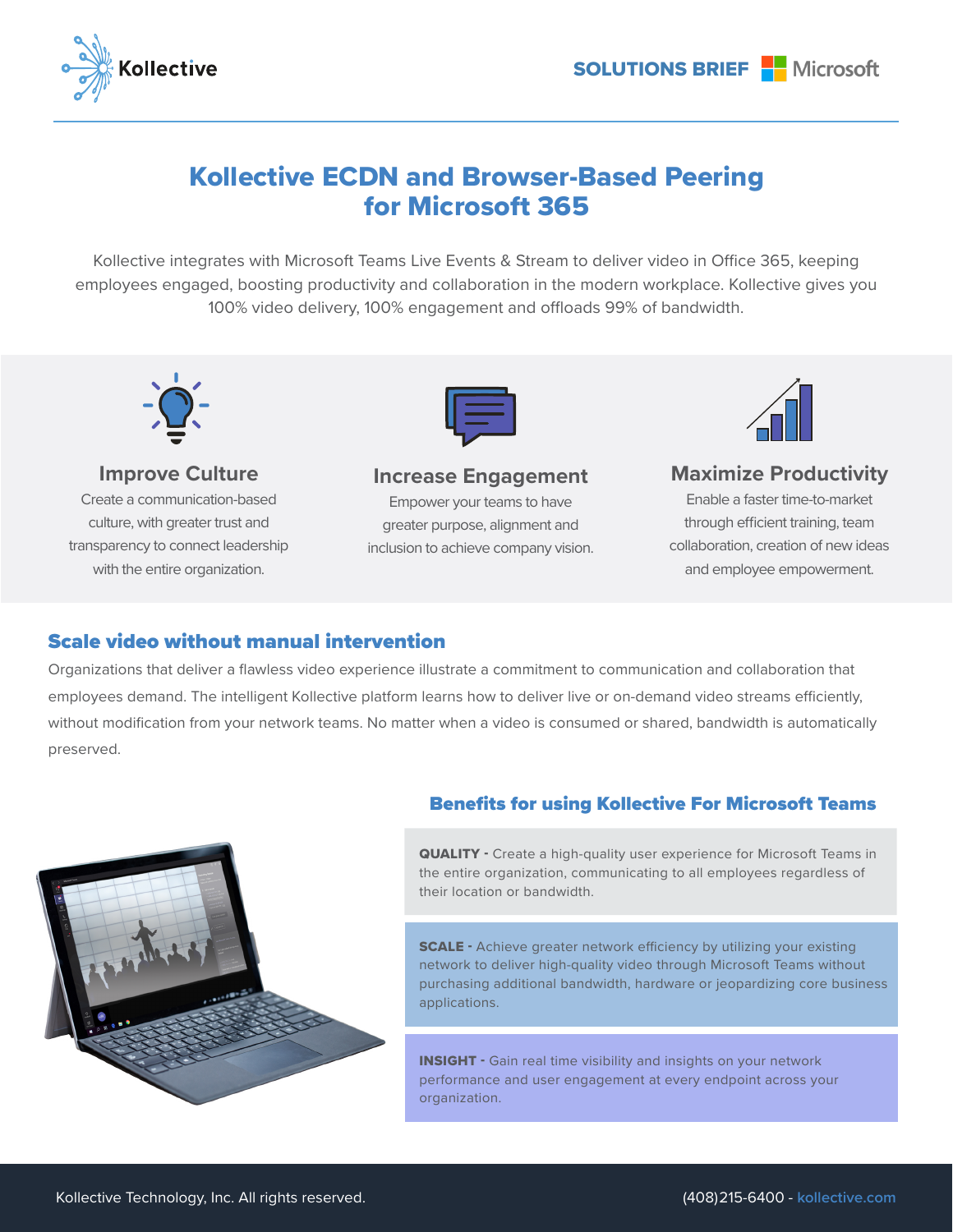Kollective

SOLUTIONS BRIEF Microsoft

# Kollective ECDN and Browser-Based Peering for Microsoft 365

Kollective integrates with Microsoft Teams Live Events & Stream to deliver video in Office 365, keeping employees engaged, boosting productivity and collaboration in the modern workplace. Kollective gives you 100% video delivery, 100% engagement and offloads 99% of bandwidth.

### Improve Culture

Create a communication-based culture, with greater trust and transparency to connect leadership with the entire organization.

### Increase Engagement

Empower your teams to have greater purpose, alignment and inclusion to achieve company vision.

### Maximize Productivity

Enable a faster time-to-market through efficient training, team collaboration, creation of new ideas and employee empowerment.

## Scale video without manual intervention

Organizations that deliver a flawless video experience illustrate a commitment to communication and collaboration that employees demand. The intelligent Kollective platform learns how to deliver live or on-demand video streams efficiently, without modification from your network teams. No matter when a video is consumed or shared, bandwidth is automatically preserved.

## Benefits for using Kollective For Microsoft Teams

**QUALITY -** Create a high-quality user experience for Microsoft Teams in the entire organization, communicating to all employees regardless of their location or bandwidth.

**SCALE -** Achieve greater network efficiency by utilizing your existing network to deliver high-quality video through Microsoft Teams without purchasing additional bandwidth, hardware or jeopardizing core business applications.

**INSIGHT -** Gain real time visibility and insights on your network performance and user engagement at every endpoint across your organization.

Kollective Technology, Inc. All rights reserved.

(408)215-6400 - kollective.com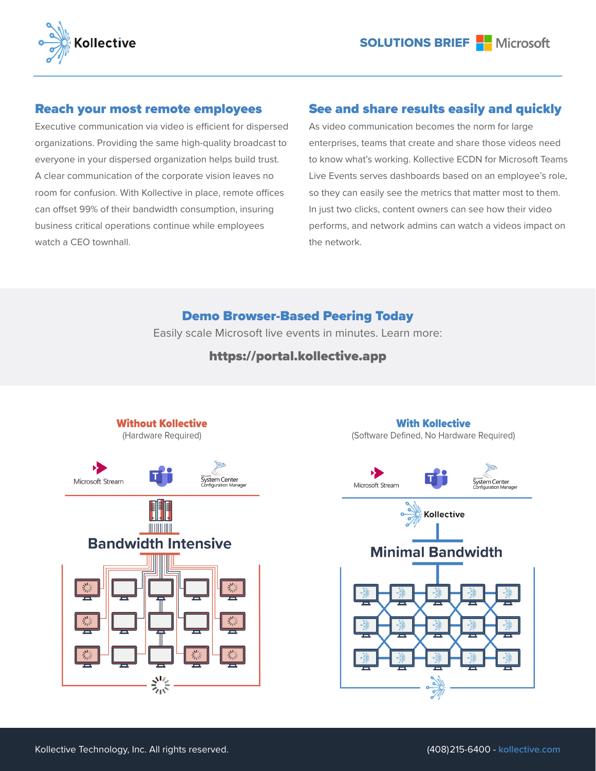## Reach your most remote employees

Executive communication via video is efficient for dispersed organizations. Providing the same high-quality broadcast to everyone in your dispersed organization helps build trust. A clear communication of the corporate vision leaves no room for confusion. With Kollective in place, remote offices can offset 99% of their bandwidth consumption, insuring business critical operations continue while employees watch a CEO townhall.

## See and share results easily and quickly

As video communication becomes the norm for large enterprises, teams that create and share those videos need to know what's working. Kollective ECDN for Microsoft Teams Live Events serves dashboards based on an employee's role, so they can easily see the metrics that matter most to them. In just two clicks, content owners can see how their video performs, and network admins can watch a videos impact on the network.

## Demo Browser-Based Peering Today

Easily scale Microsoft live events in minutes. Learn more:

**https://portal.kollective.app**

**Without Kollective**
(Hardware Required)

Microsoft Stream

System Center Configuration Manager

Bandwidth Intensive

**With Kollective**
(Software Defined, No Hardware Required)

Microsoft Stream

System Center Configuration Manager

Kollective

Minimal Bandwidth

Kollective Technology, Inc. All rights reserved.

(408)215-6400 - kollective.com